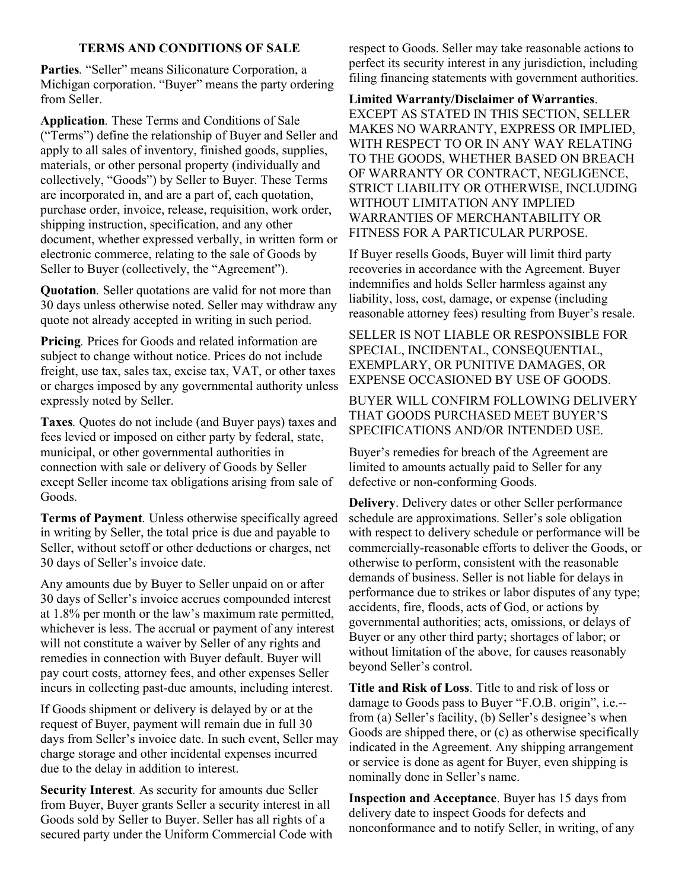# TERMS AND CONDITIONS OF SALE

**Parties**. "Seller" means Siliconature Corporation, a Michigan corporation. "Buyer" means the party ordering from Seller.

**Application**. These Terms and Conditions of Sale ("Terms") define the relationship of Buyer and Seller and apply to all sales of inventory, finished goods, supplies, materials, or other personal property (individually and collectively, "Goods") by Seller to Buyer. These Terms are incorporated in, and are a part of, each quotation, purchase order, invoice, release, requisition, work order, shipping instruction, specification, and any other document, whether expressed verbally, in written form or electronic commerce, relating to the sale of Goods by Seller to Buyer (collectively, the "Agreement").

**Quotation**. Seller quotations are valid for not more than 30 days unless otherwise noted. Seller may withdraw any quote not already accepted in writing in such period.

**Pricing**. Prices for Goods and related information are subject to change without notice. Prices do not include freight, use tax, sales tax, excise tax, VAT, or other taxes or charges imposed by any governmental authority unless expressly noted by Seller.

**Taxes**. Quotes do not include (and Buyer pays) taxes and fees levied or imposed on either party by federal, state, municipal, or other governmental authorities in connection with sale or delivery of Goods by Seller except Seller income tax obligations arising from sale of Goods.

**Terms of Payment**. Unless otherwise specifically agreed in writing by Seller, the total price is due and payable to Seller, without setoff or other deductions or charges, net 30 days of Seller's invoice date.

Any amounts due by Buyer to Seller unpaid on or after 30 days of Seller's invoice accrues compounded interest at 1.8% per month or the law's maximum rate permitted, whichever is less. The accrual or payment of any interest will not constitute a waiver by Seller of any rights and remedies in connection with Buyer default. Buyer will pay court costs, attorney fees, and other expenses Seller incurs in collecting past-due amounts, including interest.

If Goods shipment or delivery is delayed by or at the request of Buyer, payment will remain due in full 30 days from Seller's invoice date. In such event, Seller may charge storage and other incidental expenses incurred due to the delay in addition to interest.

**Security Interest**. As security for amounts due Seller from Buyer, Buyer grants Seller a security interest in all Goods sold by Seller to Buyer. Seller has all rights of a secured party under the Uniform Commercial Code with respect to Goods. Seller may take reasonable actions to perfect its security interest in any jurisdiction, including filing financing statements with government authorities.

**Limited Warranty/Disclaimer of Warranties**. EXCEPT AS STATED IN THIS SECTION, SELLER MAKES NO WARRANTY, EXPRESS OR IMPLIED, WITH RESPECT TO OR IN ANY WAY RELATING TO THE GOODS, WHETHER BASED ON BREACH OF WARRANTY OR CONTRACT, NEGLIGENCE, STRICT LIABILITY OR OTHERWISE, INCLUDING WITHOUT LIMITATION ANY IMPLIED WARRANTIES OF MERCHANTABILITY OR FITNESS FOR A PARTICULAR PURPOSE.

If Buyer resells Goods, Buyer will limit third party recoveries in accordance with the Agreement. Buyer indemnifies and holds Seller harmless against any liability, loss, cost, damage, or expense (including reasonable attorney fees) resulting from Buyer's resale.

SELLER IS NOT LIABLE OR RESPONSIBLE FOR SPECIAL, INCIDENTAL, CONSEQUENTIAL, EXEMPLARY, OR PUNITIVE DAMAGES, OR EXPENSE OCCASIONED BY USE OF GOODS.

BUYER WILL CONFIRM FOLLOWING DELIVERY THAT GOODS PURCHASED MEET BUYER'S SPECIFICATIONS AND/OR INTENDED USE.

Buyer's remedies for breach of the Agreement are limited to amounts actually paid to Seller for any defective or non-conforming Goods.

**Delivery**. Delivery dates or other Seller performance schedule are approximations. Seller's sole obligation with respect to delivery schedule or performance will be commercially-reasonable efforts to deliver the Goods, or otherwise to perform, consistent with the reasonable demands of business. Seller is not liable for delays in performance due to strikes or labor disputes of any type; accidents, fire, floods, acts of God, or actions by governmental authorities; acts, omissions, or delays of Buyer or any other third party; shortages of labor; or without limitation of the above, for causes reasonably beyond Seller's control.

**Title and Risk of Loss**. Title to and risk of loss or damage to Goods pass to Buyer "F.O.B. origin", i.e.-- from (a) Seller's facility, (b) Seller's designee's when Goods are shipped there, or (c) as otherwise specifically indicated in the Agreement. Any shipping arrangement or service is done as agent for Buyer, even shipping is nominally done in Seller's name.

**Inspection and Acceptance**. Buyer has 15 days from delivery date to inspect Goods for defects and nonconformance and to notify Seller, in writing, of any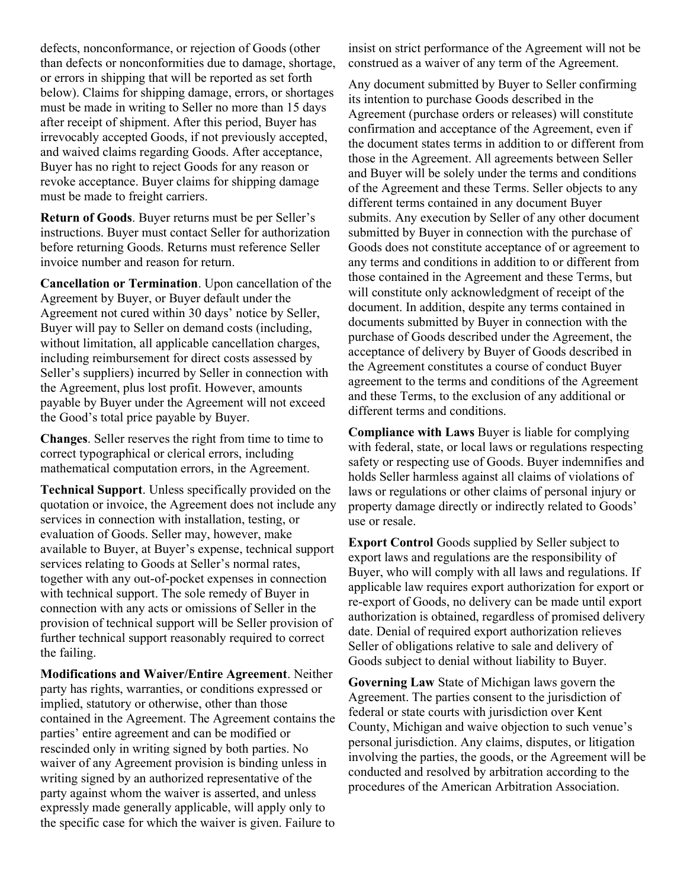defects, nonconformance, or rejection of Goods (other than defects or nonconformities due to damage, shortage, or errors in shipping that will be reported as set forth below). Claims for shipping damage, errors, or shortages must be made in writing to Seller no more than 15 days after receipt of shipment. After this period, Buyer has irrevocably accepted Goods, if not previously accepted, and waived claims regarding Goods. After acceptance, Buyer has no right to reject Goods for any reason or revoke acceptance. Buyer claims for shipping damage must be made to freight carriers.

**Return of Goods**. Buyer returns must be per Seller's instructions. Buyer must contact Seller for authorization before returning Goods. Returns must reference Seller invoice number and reason for return.

**Cancellation or Termination**. Upon cancellation of the Agreement by Buyer, or Buyer default under the Agreement not cured within 30 days' notice by Seller, Buyer will pay to Seller on demand costs (including, without limitation, all applicable cancellation charges, including reimbursement for direct costs assessed by Seller's suppliers) incurred by Seller in connection with the Agreement, plus lost profit. However, amounts payable by Buyer under the Agreement will not exceed the Good's total price payable by Buyer.

**Changes**. Seller reserves the right from time to time to correct typographical or clerical errors, including mathematical computation errors, in the Agreement.

**Technical Support**. Unless specifically provided on the quotation or invoice, the Agreement does not include any services in connection with installation, testing, or evaluation of Goods. Seller may, however, make available to Buyer, at Buyer's expense, technical support services relating to Goods at Seller's normal rates, together with any out-of-pocket expenses in connection with technical support. The sole remedy of Buyer in connection with any acts or omissions of Seller in the provision of technical support will be Seller provision of further technical support reasonably required to correct the failing.

**Modifications and Waiver/Entire Agreement**. Neither party has rights, warranties, or conditions expressed or implied, statutory or otherwise, other than those contained in the Agreement. The Agreement contains the parties' entire agreement and can be modified or rescinded only in writing signed by both parties. No waiver of any Agreement provision is binding unless in writing signed by an authorized representative of the party against whom the waiver is asserted, and unless expressly made generally applicable, will apply only to the specific case for which the waiver is given. Failure to insist on strict performance of the Agreement will not be construed as a waiver of any term of the Agreement.

Any document submitted by Buyer to Seller confirming its intention to purchase Goods described in the Agreement (purchase orders or releases) will constitute confirmation and acceptance of the Agreement, even if the document states terms in addition to or different from those in the Agreement. All agreements between Seller and Buyer will be solely under the terms and conditions of the Agreement and these Terms. Seller objects to any different terms contained in any document Buyer submits. Any execution by Seller of any other document submitted by Buyer in connection with the purchase of Goods does not constitute acceptance of or agreement to any terms and conditions in addition to or different from those contained in the Agreement and these Terms, but will constitute only acknowledgment of receipt of the document. In addition, despite any terms contained in documents submitted by Buyer in connection with the purchase of Goods described under the Agreement, the acceptance of delivery by Buyer of Goods described in the Agreement constitutes a course of conduct Buyer agreement to the terms and conditions of the Agreement and these Terms, to the exclusion of any additional or different terms and conditions.

**Compliance with Laws** Buyer is liable for complying with federal, state, or local laws or regulations respecting safety or respecting use of Goods. Buyer indemnifies and holds Seller harmless against all claims of violations of laws or regulations or other claims of personal injury or property damage directly or indirectly related to Goods' use or resale.

**Export Control** Goods supplied by Seller subject to export laws and regulations are the responsibility of Buyer, who will comply with all laws and regulations. If applicable law requires export authorization for export or re-export of Goods, no delivery can be made until export authorization is obtained, regardless of promised delivery date. Denial of required export authorization relieves Seller of obligations relative to sale and delivery of Goods subject to denial without liability to Buyer.

**Governing Law** State of Michigan laws govern the Agreement. The parties consent to the jurisdiction of federal or state courts with jurisdiction over Kent County, Michigan and waive objection to such venue's personal jurisdiction. Any claims, disputes, or litigation involving the parties, the goods, or the Agreement will be conducted and resolved by arbitration according to the procedures of the American Arbitration Association.